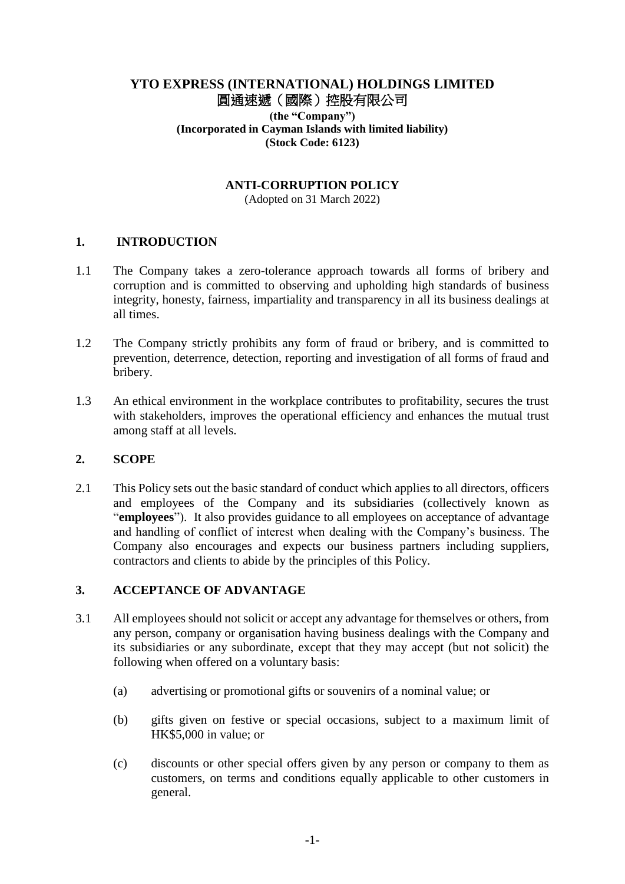# YTO EXPRESS (INTERNATIONAL) HOLDINGS LIMITED
# 圓通速遞（國際）控股有限公司

**(the "Company")**
**(Incorporated in Cayman Islands with limited liability)**
**(Stock Code: 6123)**

## ANTI-CORRUPTION POLICY

(Adopted on 31 March 2022)

## 1. INTRODUCTION

1.1 The Company takes a zero-tolerance approach towards all forms of bribery and corruption and is committed to observing and upholding high standards of business integrity, honesty, fairness, impartiality and transparency in all its business dealings at all times.

1.2 The Company strictly prohibits any form of fraud or bribery, and is committed to prevention, deterrence, detection, reporting and investigation of all forms of fraud and bribery.

1.3 An ethical environment in the workplace contributes to profitability, secures the trust with stakeholders, improves the operational efficiency and enhances the mutual trust among staff at all levels.

## 2. SCOPE

2.1 This Policy sets out the basic standard of conduct which applies to all directors, officers and employees of the Company and its subsidiaries (collectively known as "**employees**"). It also provides guidance to all employees on acceptance of advantage and handling of conflict of interest when dealing with the Company's business. The Company also encourages and expects our business partners including suppliers, contractors and clients to abide by the principles of this Policy.

## 3. ACCEPTANCE OF ADVANTAGE

3.1 All employees should not solicit or accept any advantage for themselves or others, from any person, company or organisation having business dealings with the Company and its subsidiaries or any subordinate, except that they may accept (but not solicit) the following when offered on a voluntary basis:

(a) advertising or promotional gifts or souvenirs of a nominal value; or

(b) gifts given on festive or special occasions, subject to a maximum limit of HK$5,000 in value; or

(c) discounts or other special offers given by any person or company to them as customers, on terms and conditions equally applicable to other customers in general.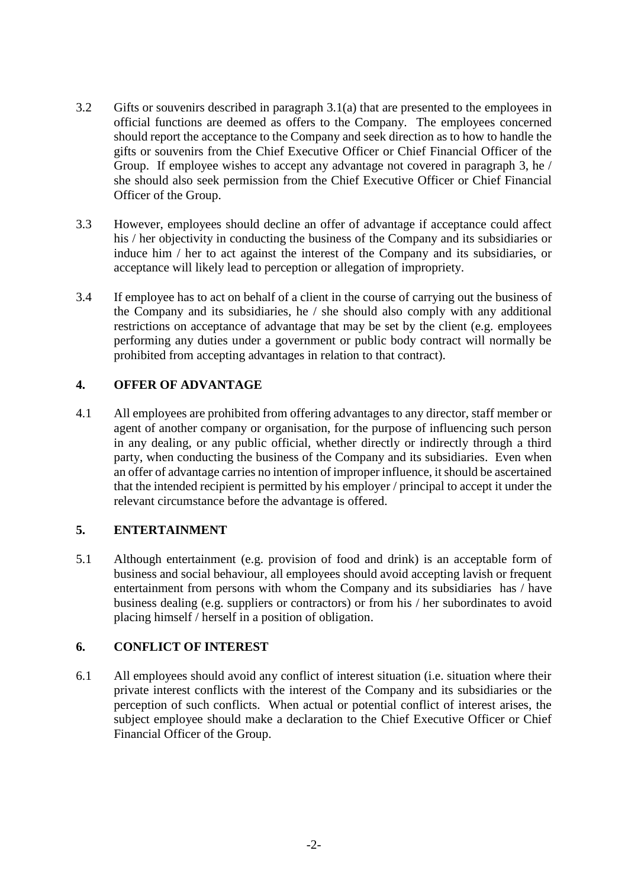3.2 Gifts or souvenirs described in paragraph 3.1(a) that are presented to the employees in official functions are deemed as offers to the Company. The employees concerned should report the acceptance to the Company and seek direction as to how to handle the gifts or souvenirs from the Chief Executive Officer or Chief Financial Officer of the Group. If employee wishes to accept any advantage not covered in paragraph 3, he / she should also seek permission from the Chief Executive Officer or Chief Financial Officer of the Group.

3.3 However, employees should decline an offer of advantage if acceptance could affect his / her objectivity in conducting the business of the Company and its subsidiaries or induce him / her to act against the interest of the Company and its subsidiaries, or acceptance will likely lead to perception or allegation of impropriety.

3.4 If employee has to act on behalf of a client in the course of carrying out the business of the Company and its subsidiaries, he / she should also comply with any additional restrictions on acceptance of advantage that may be set by the client (e.g. employees performing any duties under a government or public body contract will normally be prohibited from accepting advantages in relation to that contract).

## 4. OFFER OF ADVANTAGE

4.1 All employees are prohibited from offering advantages to any director, staff member or agent of another company or organisation, for the purpose of influencing such person in any dealing, or any public official, whether directly or indirectly through a third party, when conducting the business of the Company and its subsidiaries. Even when an offer of advantage carries no intention of improper influence, it should be ascertained that the intended recipient is permitted by his employer / principal to accept it under the relevant circumstance before the advantage is offered.

## 5. ENTERTAINMENT

5.1 Although entertainment (e.g. provision of food and drink) is an acceptable form of business and social behaviour, all employees should avoid accepting lavish or frequent entertainment from persons with whom the Company and its subsidiaries has / have business dealing (e.g. suppliers or contractors) or from his / her subordinates to avoid placing himself / herself in a position of obligation.

## 6. CONFLICT OF INTEREST

6.1 All employees should avoid any conflict of interest situation (i.e. situation where their private interest conflicts with the interest of the Company and its subsidiaries or the perception of such conflicts. When actual or potential conflict of interest arises, the subject employee should make a declaration to the Chief Executive Officer or Chief Financial Officer of the Group.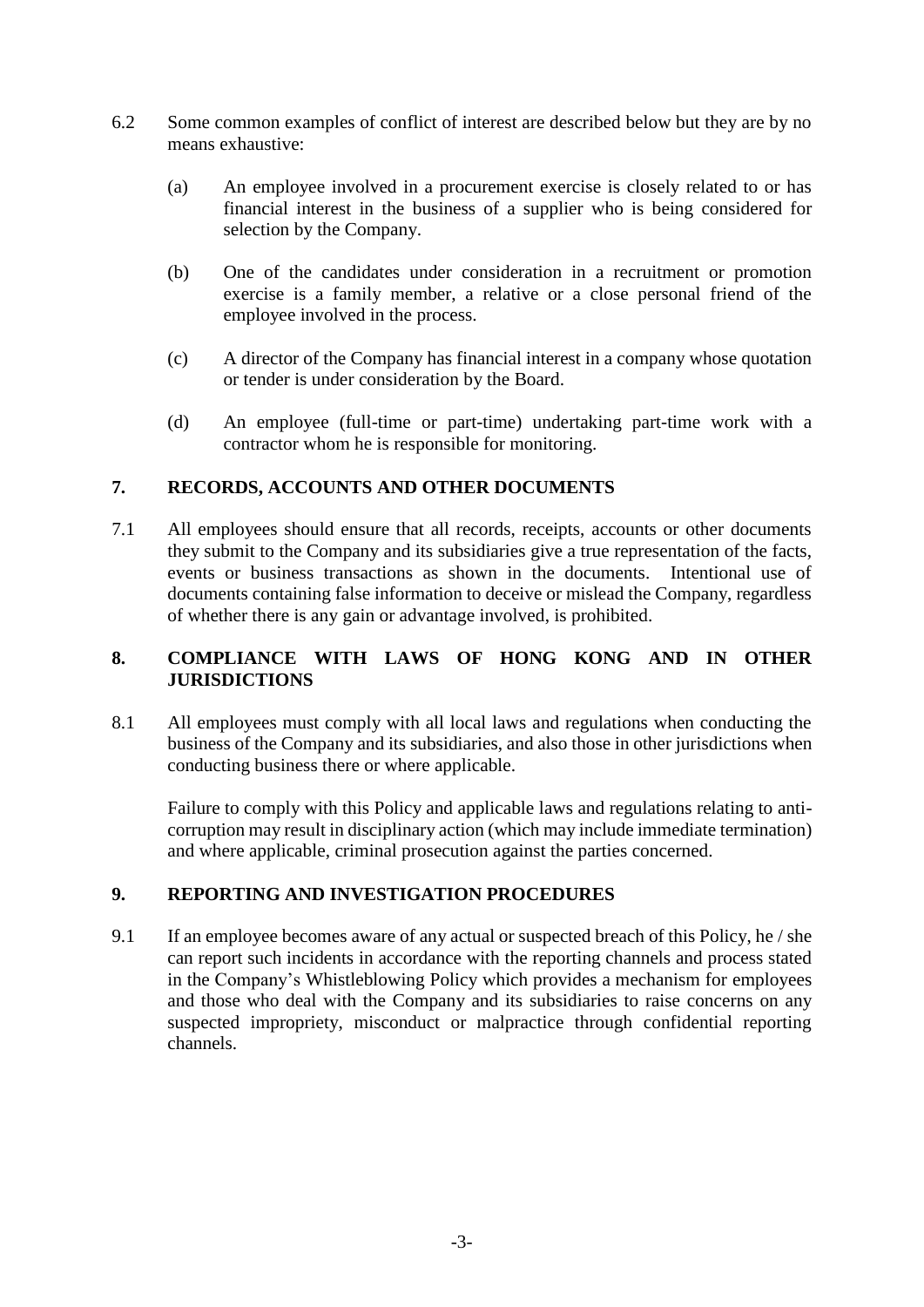6.2 Some common examples of conflict of interest are described below but they are by no means exhaustive:

(a) An employee involved in a procurement exercise is closely related to or has financial interest in the business of a supplier who is being considered for selection by the Company.

(b) One of the candidates under consideration in a recruitment or promotion exercise is a family member, a relative or a close personal friend of the employee involved in the process.

(c) A director of the Company has financial interest in a company whose quotation or tender is under consideration by the Board.

(d) An employee (full-time or part-time) undertaking part-time work with a contractor whom he is responsible for monitoring.

## 7. RECORDS, ACCOUNTS AND OTHER DOCUMENTS

7.1 All employees should ensure that all records, receipts, accounts or other documents they submit to the Company and its subsidiaries give a true representation of the facts, events or business transactions as shown in the documents. Intentional use of documents containing false information to deceive or mislead the Company, regardless of whether there is any gain or advantage involved, is prohibited.

## 8. COMPLIANCE WITH LAWS OF HONG KONG AND IN OTHER JURISDICTIONS

8.1 All employees must comply with all local laws and regulations when conducting the business of the Company and its subsidiaries, and also those in other jurisdictions when conducting business there or where applicable.

Failure to comply with this Policy and applicable laws and regulations relating to anti-corruption may result in disciplinary action (which may include immediate termination) and where applicable, criminal prosecution against the parties concerned.

## 9. REPORTING AND INVESTIGATION PROCEDURES

9.1 If an employee becomes aware of any actual or suspected breach of this Policy, he / she can report such incidents in accordance with the reporting channels and process stated in the Company's Whistleblowing Policy which provides a mechanism for employees and those who deal with the Company and its subsidiaries to raise concerns on any suspected impropriety, misconduct or malpractice through confidential reporting channels.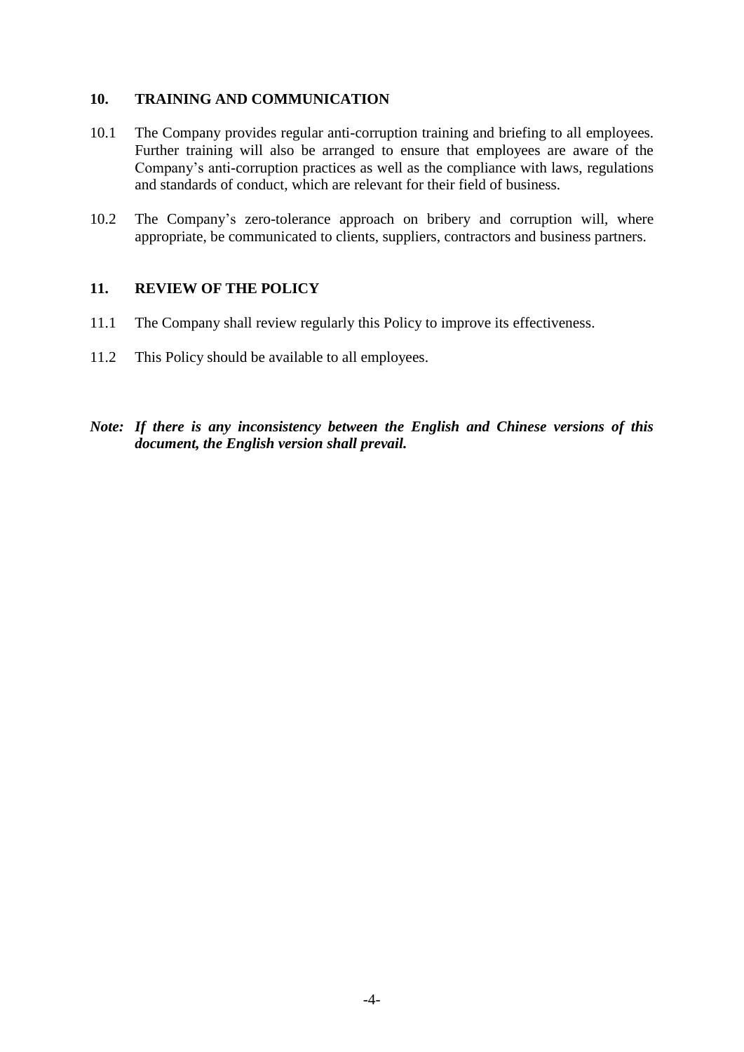## 10. TRAINING AND COMMUNICATION

10.1 The Company provides regular anti-corruption training and briefing to all employees. Further training will also be arranged to ensure that employees are aware of the Company's anti-corruption practices as well as the compliance with laws, regulations and standards of conduct, which are relevant for their field of business.

10.2 The Company's zero-tolerance approach on bribery and corruption will, where appropriate, be communicated to clients, suppliers, contractors and business partners.

## 11. REVIEW OF THE POLICY

11.1 The Company shall review regularly this Policy to improve its effectiveness.

11.2 This Policy should be available to all employees.

***Note: If there is any inconsistency between the English and Chinese versions of this document, the English version shall prevail.***